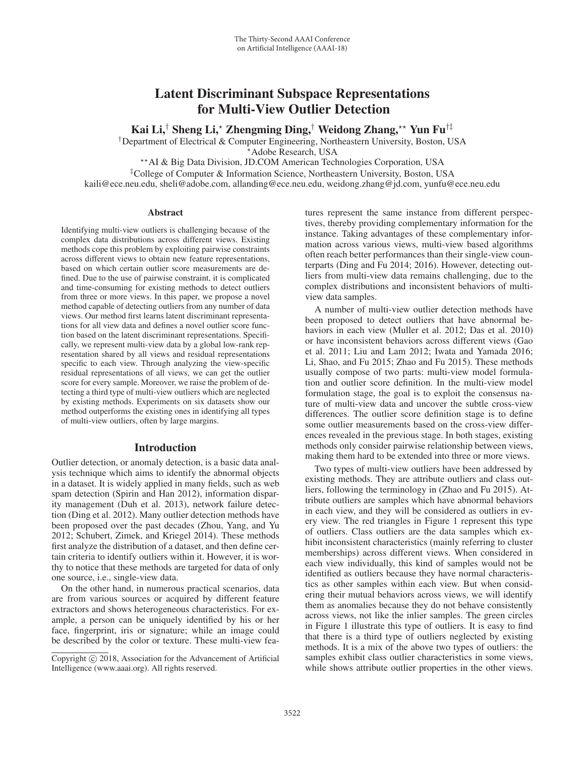# Latent Discriminant Subspace Representations for Multi-View Outlier Detection

**Kai Li,[†] Sheng Li,[⋆] Zhengming Ding,[†] Weidong Zhang,[⋆⋆] Yun Fu[†‡]**

[†]Department of Electrical & Computer Engineering, Northeastern University, Boston, USA
[⋆]Adobe Research, USA
[⋆⋆]AI & Big Data Division, JD.COM American Technologies Corporation, USA
[‡]College of Computer & Information Science, Northeastern University, Boston, USA
kaili@ece.neu.edu, sheli@adobe.com, allanding@ece.neu.edu, weidong.zhang@jd.com, yunfu@ece.neu.edu

## Abstract

Identifying multi-view outliers is challenging because of the complex data distributions across different views. Existing methods cope this problem by exploiting pairwise constraints across different views to obtain new feature representations, based on which certain outlier score measurements are defined. Due to the use of pairwise constraint, it is complicated and time-consuming for existing methods to detect outliers from three or more views. In this paper, we propose a novel method capable of detecting outliers from any number of data views. Our method first learns latent discriminant representations for all view data and defines a novel outlier score function based on the latent discriminant representations. Specifically, we represent multi-view data by a global low-rank representation shared by all views and residual representations specific to each view. Through analyzing the view-specific residual representations of all views, we can get the outlier score for every sample. Moreover, we raise the problem of detecting a third type of multi-view outliers which are neglected by existing methods. Experiments on six datasets show our method outperforms the existing ones in identifying all types of multi-view outliers, often by large margins.

## Introduction

Outlier detection, or anomaly detection, is a basic data analysis technique which aims to identify the abnormal objects in a dataset. It is widely applied in many fields, such as web spam detection (Spirin and Han 2012), information disparity management (Duh et al. 2013), network failure detection (Ding et al. 2012). Many outlier detection methods have been proposed over the past decades (Zhou, Yang, and Yu 2012; Schubert, Zimek, and Kriegel 2014). These methods first analyze the distribution of a dataset, and then define certain criteria to identify outliers within it. However, it is worthy to notice that these methods are targeted for data of only one source, i.e., single-view data.

On the other hand, in numerous practical scenarios, data are from various sources or acquired by different feature extractors and shows heterogeneous characteristics. For example, a person can be uniquely identified by his or her face, fingerprint, iris or signature; while an image could be described by the color or texture. These multi-view features represent the same instance from different perspectives, thereby providing complementary information for the instance. Taking advantages of these complementary information across various views, multi-view based algorithms often reach better performances than their single-view counterparts (Ding and Fu 2014; 2016). However, detecting outliers from multi-view data remains challenging, due to the complex data distributions and inconsistent behaviors of multi-view data samples.

A number of multi-view outlier detection methods have been proposed to detect outliers that have abnormal behaviors in each view (Muller et al. 2012; Das et al. 2010) or have inconsistent behaviors across different views (Gao et al. 2011; Liu and Lam 2012; Iwata and Yamada 2016; Li, Shao, and Fu 2015; Zhao and Fu 2015). These methods usually compose of two parts: multi-view model formulation and outlier score definition. In the multi-view model formulation stage, the goal is to exploit the consensus nature of multi-view data and uncover the subtle cross-view differences. The outlier score definition stage is to define some outlier measurements based on the cross-view differences revealed in the previous stage. In both stages, existing methods only consider pairwise relationship between views, making them hard to be extended into three or more views.

Two types of multi-view outliers have been addressed by existing methods. They are attribute outliers and class outliers, following the terminology in (Zhao and Fu 2015). Attribute outliers are samples which have abnormal behaviors in each view, and they will be considered as outliers in every view. The red triangles in Figure 1 represent this type of outliers. Class outliers are the data samples which exhibit inconsistent characteristics (mainly referring to cluster memberships) across different views. When considered in each view individually, this kind of samples would not be identified as outliers because they have normal characteristics as other samples within each view. But when considering their mutual behaviors across views, we will identify them as anomalies because they do not behave consistently across views, not like the inlier samples. The green circles in Figure 1 illustrate this type of outliers. It is easy to find that there is a third type of outliers neglected by existing methods. It is a mix of the above two types of outliers: the samples exhibit class outlier characteristics in some views, while shows attribute outlier properties in the other views.

Copyright © 2018, Association for the Advancement of Artificial Intelligence (www.aaai.org). All rights reserved.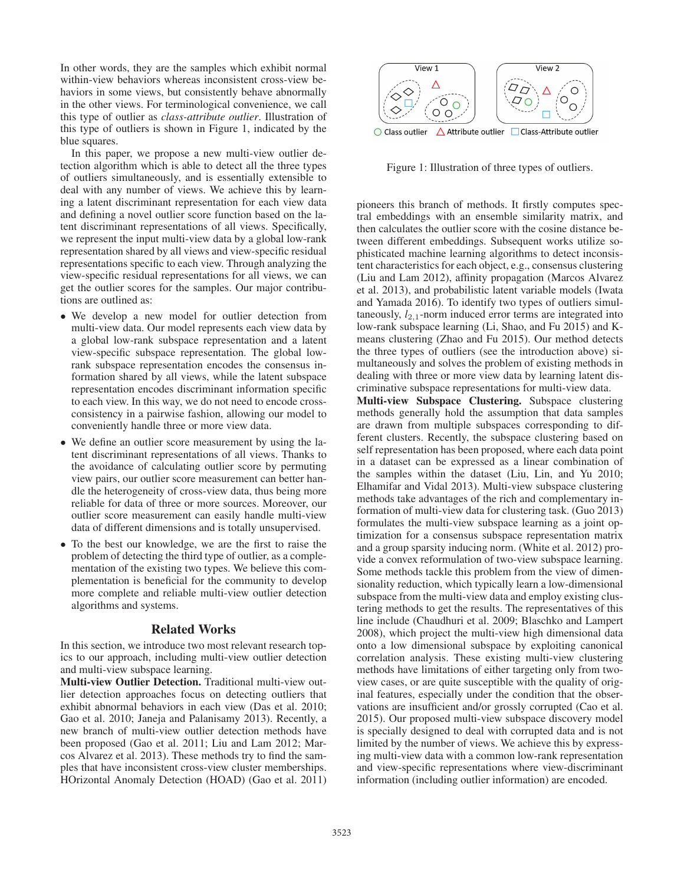In other words, they are the samples which exhibit normal within-view behaviors whereas inconsistent cross-view behaviors in some views, but consistently behave abnormally in the other views. For terminological convenience, we call this type of outlier as *class-attribute outlier*. Illustration of this type of outliers is shown in Figure 1, indicated by the blue squares.

In this paper, we propose a new multi-view outlier detection algorithm which is able to detect all the three types of outliers simultaneously, and is essentially extensible to deal with any number of views. We achieve this by learning a latent discriminant representation for each view data and defining a novel outlier score function based on the latent discriminant representations of all views. Specifically, we represent the input multi-view data by a global low-rank representation shared by all views and view-specific residual representations specific to each view. Through analyzing the view-specific residual representations for all views, we can get the outlier scores for the samples. Our major contributions are outlined as:

- We develop a new model for outlier detection from multi-view data. Our model represents each view data by a global low-rank subspace representation and a latent view-specific subspace representation. The global low-rank subspace representation encodes the consensus information shared by all views, while the latent subspace representation encodes discriminant information specific to each view. In this way, we do not need to encode cross-consistency in a pairwise fashion, allowing our model to conveniently handle three or more view data.
- We define an outlier score measurement by using the latent discriminant representations of all views. Thanks to the avoidance of calculating outlier score by permuting view pairs, our outlier score measurement can better handle the heterogeneity of cross-view data, thus being more reliable for data of three or more sources. Moreover, our outlier score measurement can easily handle multi-view data of different dimensions and is totally unsupervised.
- To the best our knowledge, we are the first to raise the problem of detecting the third type of outlier, as a complementation of the existing two types. We believe this complementation is beneficial for the community to develop more complete and reliable multi-view outlier detection algorithms and systems.

Figure 1: Illustration of three types of outliers.

## Related Works

In this section, we introduce two most relevant research topics to our approach, including multi-view outlier detection and multi-view subspace learning.

**Multi-view Outlier Detection.** Traditional multi-view outlier detection approaches focus on detecting outliers that exhibit abnormal behaviors in each view (Das et al. 2010; Gao et al. 2010; Janeja and Palanisamy 2013). Recently, a new branch of multi-view outlier detection methods have been proposed (Gao et al. 2011; Liu and Lam 2012; Marcos Alvarez et al. 2013). These methods try to find the samples that have inconsistent cross-view cluster memberships. HOrizontal Anomaly Detection (HOAD) (Gao et al. 2011) pioneers this branch of methods. It firstly computes spectral embeddings with an ensemble similarity matrix, and then calculates the outlier score with the cosine distance between different embeddings. Subsequent works utilize sophisticated machine learning algorithms to detect inconsistent characteristics for each object, e.g., consensus clustering (Liu and Lam 2012), affinity propagation (Marcos Alvarez et al. 2013), and probabilistic latent variable models (Iwata and Yamada 2016). To identify two types of outliers simultaneously, $l_{2,1}$-norm induced error terms are integrated into low-rank subspace learning (Li, Shao, and Fu 2015) and K-means clustering (Zhao and Fu 2015). Our method detects the three types of outliers (see the introduction above) simultaneously and solves the problem of existing methods in dealing with three or more view data by learning latent discriminative subspace representations for multi-view data.

**Multi-view Subspace Clustering.** Subspace clustering methods generally hold the assumption that data samples are drawn from multiple subspaces corresponding to different clusters. Recently, the subspace clustering based on self representation has been proposed, where each data point in a dataset can be expressed as a linear combination of the samples within the dataset (Liu, Lin, and Yu 2010; Elhamifar and Vidal 2013). Multi-view subspace clustering methods take advantages of the rich and complementary information of multi-view data for clustering task. (Guo 2013) formulates the multi-view subspace learning as a joint optimization for a consensus subspace representation matrix and a group sparsity inducing norm. (White et al. 2012) provide a convex reformulation of two-view subspace learning. Some methods tackle this problem from the view of dimensionality reduction, which typically learn a low-dimensional subspace from the multi-view data and employ existing clustering methods to get the results. The representatives of this line include (Chaudhuri et al. 2009; Blaschko and Lampert 2008), which project the multi-view high dimensional data onto a low dimensional subspace by exploiting canonical correlation analysis. These existing multi-view clustering methods have limitations of either targeting only from two-view cases, or are quite susceptible with the quality of original features, especially under the condition that the observations are insufficient and/or grossly corrupted (Cao et al. 2015). Our proposed multi-view subspace discovery model is specially designed to deal with corrupted data and is not limited by the number of views. We achieve this by expressing multi-view data with a common low-rank representation and view-specific representations where view-discriminant information (including outlier information) are encoded.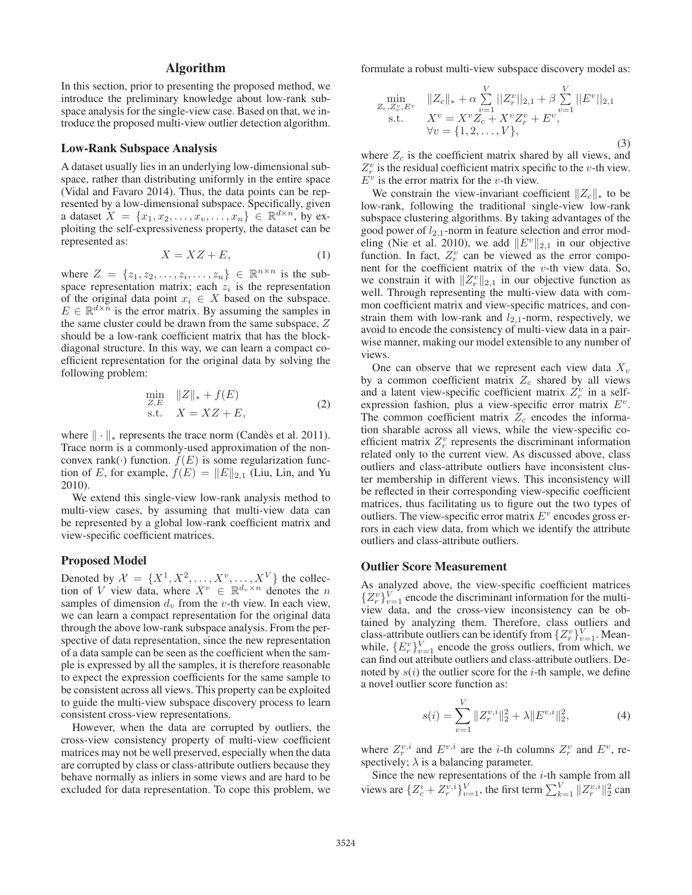## Algorithm

In this section, prior to presenting the proposed method, we introduce the preliminary knowledge about low-rank subspace analysis for the single-view case. Based on that, we introduce the proposed multi-view outlier detection algorithm.

### Low-Rank Subspace Analysis

A dataset usually lies in an underlying low-dimensional subspace, rather than distributing uniformly in the entire space (Vidal and Favaro 2014). Thus, the data points can be represented by a low-dimensional subspace. Specifically, given a dataset $X = \{x_1, x_2, \ldots, x_v, \ldots, x_n\} \in \mathbb{R}^{d \times n}$, by exploiting the self-expressiveness property, the dataset can be represented as:

$$X = XZ + E, \tag{1}$$

where $Z = \{z_1, z_2, \ldots, z_i, \ldots, z_n\} \in \mathbb{R}^{n \times n}$ is the subspace representation matrix; each $z_i$ is the representation of the original data point $x_i \in X$ based on the subspace. $E \in \mathbb{R}^{d \times n}$ is the error matrix. By assuming the samples in the same cluster could be drawn from the same subspace, $Z$ should be a low-rank coefficient matrix that has the block-diagonal structure. In this way, we can learn a compact coefficient representation for the original data by solving the following problem:

$$\begin{aligned} \min_{Z,E} \quad & \|Z\|_* + f(E) \\ \text{s.t.} \quad & X = XZ + E, \end{aligned} \tag{2}$$

where $\|\cdot\|_*$ represents the trace norm (Candès et al. 2011). Trace norm is a commonly-used approximation of the non-convex rank($\cdot$) function. $f(E)$ is some regularization function of $E$, for example, $f(E) = \|E\|_{2,1}$ (Liu, Lin, and Yu 2010).

We extend this single-view low-rank analysis method to multi-view cases, by assuming that multi-view data can be represented by a global low-rank coefficient matrix and view-specific coefficient matrices.

### Proposed Model

Denoted by $\mathcal{X} = \{X^1, X^2, \ldots, X^v, \ldots, X^V\}$ the collection of $V$ view data, where $X^v \in \mathbb{R}^{d_v \times n}$ denotes the $n$ samples of dimension $d_v$ from the $v$-th view. In each view, we can learn a compact representation for the original data through the above low-rank subspace analysis. From the perspective of data representation, since the new representation of a data sample can be seen as the coefficient when the sample is expressed by all the samples, it is therefore reasonable to expect the expression coefficients for the same sample to be consistent across all views. This property can be exploited to guide the multi-view subspace discovery process to learn consistent cross-view representations.

However, when the data are corrupted by outliers, the cross-view consistency property of multi-view coefficient matrices may not be well preserved, especially when the data are corrupted by class or class-attribute outliers because they behave normally as inliers in some views and are hard to be excluded for data representation. To cope this problem, we formulate a robust multi-view subspace discovery model as:

$$\begin{aligned} \min_{Z_c, Z_r^v, E^v} \quad & \|Z_c\|_* + \alpha \sum_{v=1}^{V} ||Z_r^v||_{2,1} + \beta \sum_{v=1}^{V} ||E^v||_{2,1} \\ \text{s.t.} \quad & X^v = X^v Z_c + X^v Z_r^v + E^v, \\ & \forall v = \{1, 2, \ldots, V\}, \end{aligned} \tag{3}$$

where $Z_c$ is the coefficient matrix shared by all views, and $Z_r^v$ is the residual coefficient matrix specific to the $v$-th view. $E^v$ is the error matrix for the $v$-th view.

We constrain the view-invariant coefficient $\|Z_c\|_*$ to be low-rank, following the traditional single-view low-rank subspace clustering algorithms. By taking advantages of the good power of $l_{2,1}$-norm in feature selection and error modeling (Nie et al. 2010), we add $\|E^v\|_{2,1}$ in our objective function. In fact, $Z_r^v$ can be viewed as the error component for the coefficient matrix of the $v$-th view data. So, we constrain it with $\|Z_r^v\|_{2,1}$ in our objective function as well. Through representing the multi-view data with common coefficient matrix and view-specific matrices, and constrain them with low-rank and $l_{2,1}$-norm, respectively, we avoid to encode the consistency of multi-view data in a pairwise manner, making our model extensible to any number of views.

One can observe that we represent each view data $X_v$ by a common coefficient matrix $Z_c$ shared by all views and a latent view-specific coefficient matrix $Z_r^v$ in a self-expression fashion, plus a view-specific error matrix $E^v$. The common coefficient matrix $Z_c$ encodes the information sharable across all views, while the view-specific coefficient matrix $Z_r^v$ represents the discriminant information related only to the current view. As discussed above, class outliers and class-attribute outliers have inconsistent cluster membership in different views. This inconsistency will be reflected in their corresponding view-specific coefficient matrices, thus facilitating us to figure out the two types of outliers. The view-specific error matrix $E^v$ encodes gross errors in each view data, from which we identify the attribute outliers and class-attribute outliers.

### Outlier Score Measurement

As analyzed above, the view-specific coefficient matrices $\{Z_r^v\}_{v=1}^V$ encode the discriminant information for the multi-view data, and the cross-view inconsistency can be obtained by analyzing them. Therefore, class outliers and class-attribute outliers can be identify from $\{Z_r^v\}_{v=1}^V$. Meanwhile, $\{E_r^v\}_{v=1}^V$ encode the gross outliers, from which, we can find out attribute outliers and class-attribute outliers. Denoted by $s(i)$ the outlier score for the $i$-th sample, we define a novel outlier score function as:

$$s(i) = \sum_{v=1}^{V} \|Z_r^{v,i}\|_2^2 + \lambda \|E^{v,i}\|_2^2, \tag{4}$$

where $Z_r^{v,i}$ and $E^{v,i}$ are the $i$-th columns $Z_r^v$ and $E^v$, respectively; $\lambda$ is a balancing parameter.

Since the new representations of the $i$-th sample from all views are $\{Z_c^i + Z_r^{v,i}\}_{v=1}^V$, the first term $\sum_{k=1}^V \|Z_r^{v,i}\|_2^2$ can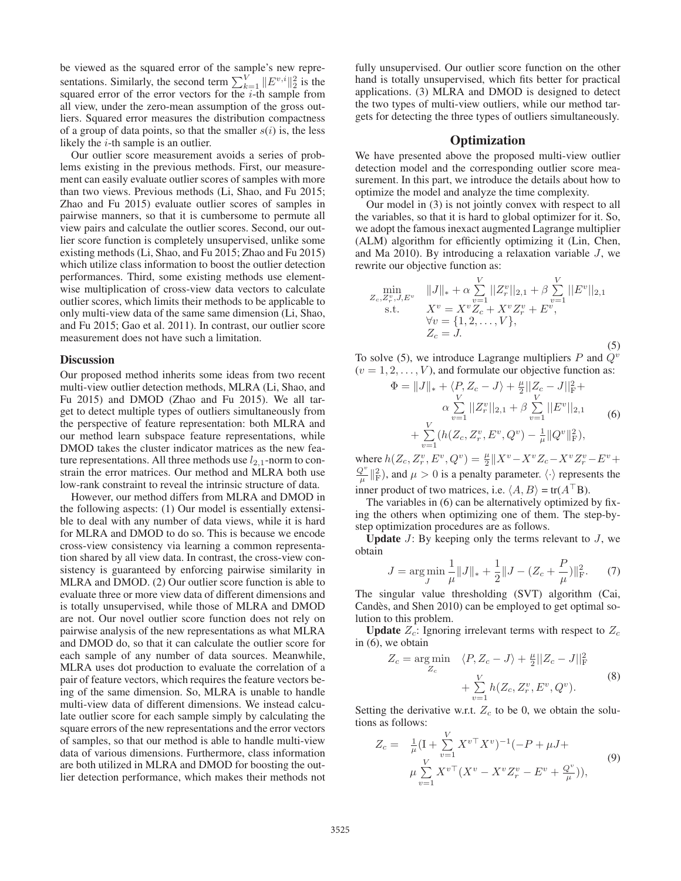be viewed as the squared error of the sample's new representations. Similarly, the second term $\sum_{k=1}^{V} \|E^{v,i}\|_2^2$ is the squared error of the error vectors for the $i$-th sample from all view, under the zero-mean assumption of the gross outliers. Squared error measures the distribution compactness of a group of data points, so that the smaller $s(i)$ is, the less likely the $i$-th sample is an outlier.

Our outlier score measurement avoids a series of problems existing in the previous methods. First, our measurement can easily evaluate outlier scores of samples with more than two views. Previous methods (Li, Shao, and Fu 2015; Zhao and Fu 2015) evaluate outlier scores of samples in pairwise manners, so that it is cumbersome to permute all view pairs and calculate the outlier scores. Second, our outlier score function is completely unsupervised, unlike some existing methods (Li, Shao, and Fu 2015; Zhao and Fu 2015) which utilize class information to boost the outlier detection performances. Third, some existing methods use element-wise multiplication of cross-view data vectors to calculate outlier scores, which limits their methods to be applicable to only multi-view data of the same same dimension (Li, Shao, and Fu 2015; Gao et al. 2011). In contrast, our outlier score measurement does not have such a limitation.

### Discussion

Our proposed method inherits some ideas from two recent multi-view outlier detection methods, MLRA (Li, Shao, and Fu 2015) and DMOD (Zhao and Fu 2015). We all target to detect multiple types of outliers simultaneously from the perspective of feature representation: both MLRA and our method learn subspace feature representations, while DMOD takes the cluster indicator matrices as the new feature representations. All three methods use $l_{2,1}$-norm to constrain the error matrices. Our method and MLRA both use low-rank constraint to reveal the intrinsic structure of data.

However, our method differs from MLRA and DMOD in the following aspects: (1) Our model is essentially extensible to deal with any number of data views, while it is hard for MLRA and DMOD to do so. This is because we encode cross-view consistency via learning a common representation shared by all view data. In contrast, the cross-view consistency is guaranteed by enforcing pairwise similarity in MLRA and DMOD. (2) Our outlier score function is able to evaluate three or more view data of different dimensions and is totally unsupervised, while those of MLRA and DMOD are not. Our novel outlier score function does not rely on pairwise analysis of the new representations as what MLRA and DMOD do, so that it can calculate the outlier score for each sample of any number of data sources. Meanwhile, MLRA uses dot production to evaluate the correlation of a pair of feature vectors, which requires the feature vectors being of the same dimension. So, MLRA is unable to handle multi-view data of different dimensions. We instead calculate outlier score for each sample simply by calculating the square errors of the new representations and the error vectors of samples, so that our method is able to handle multi-view data of various dimensions. Furthermore, class information are both utilized in MLRA and DMOD for boosting the outlier detection performance, which makes their methods not fully unsupervised. Our outlier score function on the other hand is totally unsupervised, which fits better for practical applications. (3) MLRA and DMOD is designed to detect the two types of multi-view outliers, while our method targets for detecting the three types of outliers simultaneously.

## Optimization

We have presented above the proposed multi-view outlier detection model and the corresponding outlier score measurement. In this part, we introduce the details about how to optimize the model and analyze the time complexity.

Our model in (3) is not jointly convex with respect to all the variables, so that it is hard to global optimizer for it. So, we adopt the famous inexact augmented Lagrange multiplier (ALM) algorithm for efficiently optimizing it (Lin, Chen, and Ma 2010). By introducing a relaxation variable $J$, we rewrite our objective function as:

$$
\begin{aligned}
\min_{Z_c, Z_r^v, J, E^v} \quad & \|J\|_* + \alpha \sum_{v=1}^{V} ||Z_r^v||_{2,1} + \beta \sum_{v=1}^{V} ||E^v||_{2,1} \\
\text{s.t.} \quad & X^v = X^v Z_c + X^v Z_r^v + E^v, \\
& \forall v = \{1, 2, \ldots, V\}, \\
& Z_c = J.
\end{aligned}
\tag{5}
$$

To solve (5), we introduce Lagrange multipliers $P$ and $Q^v$ ($v = 1, 2, \ldots, V$), and formulate our objective function as:

$$
\begin{aligned}
\Phi = \|J\|_* &+ \langle P, Z_c - J \rangle + \tfrac{\mu}{2} ||Z_c - J||_{\mathrm{F}}^2 + \\
&\alpha \sum_{v=1}^{V} ||Z_r^v||_{2,1} + \beta \sum_{v=1}^{V} ||E^v||_{2,1} \\
&+ \sum_{v=1}^{V} (h(Z_c, Z_r^v, E^v, Q^v) - \tfrac{1}{\mu} \|Q^v\|_{\mathrm{F}}^2),
\end{aligned}
\tag{6}
$$

where $h(Z_c, Z_r^v, E^v, Q^v) = \frac{\mu}{2} \|X^v - X^v Z_c - X^v Z_r^v - E^v + \frac{Q^v}{\mu}\|_{\mathrm{F}}^2)$, and $\mu > 0$ is a penalty parameter. $\langle \cdot \rangle$ represents the inner product of two matrices, i.e. $\langle A, B \rangle = \mathrm{tr}(A^\top B)$.

The variables in (6) can be alternatively optimized by fixing the others when optimizing one of them. The step-by-step optimization procedures are as follows.

**Update** $J$: By keeping only the terms relevant to $J$, we obtain

$$
J = \arg\min_J \frac{1}{\mu} \|J\|_* + \frac{1}{2} \|J - (Z_c + \frac{P}{\mu})\|_{\mathrm{F}}^2. \tag{7}
$$

The singular value thresholding (SVT) algorithm (Cai, Candès, and Shen 2010) can be employed to get optimal solution to this problem.

**Update** $Z_c$: Ignoring irrelevant terms with respect to $Z_c$ in (6), we obtain

$$
\begin{aligned}
Z_c = \arg\min_{Z_c} \quad & \langle P, Z_c - J \rangle + \tfrac{\mu}{2} ||Z_c - J||_{\mathrm{F}}^2 \\
& + \sum_{v=1}^{V} h(Z_c, Z_r^v, E^v, Q^v).
\end{aligned}
\tag{8}
$$

Setting the derivative w.r.t. $Z_c$ to be 0, we obtain the solutions as follows:

$$
\begin{aligned}
Z_c = \quad & \tfrac{1}{\mu} (\mathrm{I} + \sum_{v=1}^{V} X^{v\top} X^v)^{-1} (-P + \mu J + \\
& \mu \sum_{v=1}^{V} X^{v\top} (X^v - X^v Z_r^v - E^v + \tfrac{Q^v}{\mu})),
\end{aligned}
\tag{9}
$$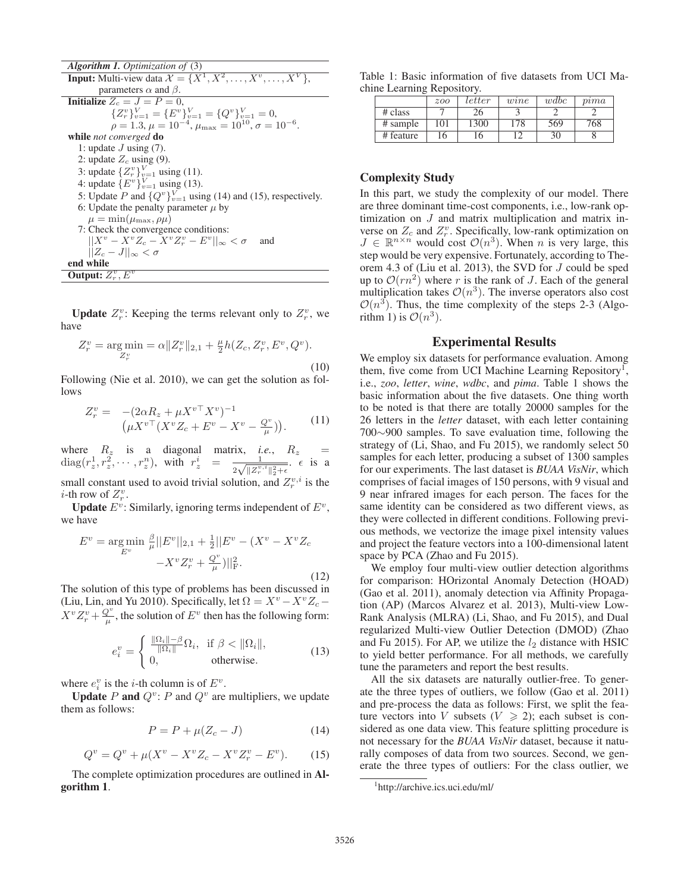**Algorithm 1.** *Optimization of* (3)

**Input:** Multi-view data $\mathcal{X} = \{X^1, X^2, \ldots, X^v, \ldots, X^V\}$, parameters $\alpha$ and $\beta$.

**Initialize** $Z_c = J = P = 0$, $\{Z_r^v\}_{v=1}^V = \{E^v\}_{v=1}^V = \{Q^v\}_{v=1}^V = 0$, $\rho = 1.3$, $\mu = 10^{-4}$, $\mu_{\max} = 10^{10}$, $\sigma = 10^{-6}$.

**while** *not converged* **do**

1: update $J$ using (7).
2: update $Z_c$ using (9).
3: update $\{Z_r^v\}_{v=1}^V$ using (11).
4: update $\{E^v\}_{v=1}^V$ using (13).
5: Update $P$ and $\{Q^v\}_{v=1}^V$ using (14) and (15), respectively.
6: Update the penalty parameter $\mu$ by $\mu = \min(\mu_{\max}, \rho\mu)$
7: Check the convergence conditions: $||X^v - X^v Z_c - X^v Z_r^v - E^v||_\infty < \sigma$ and $||Z_c - J||_\infty < \sigma$

**end while**

**Output:** $Z_r^v, E^v$

**Update** $Z_r^v$: Keeping the terms relevant only to $Z_r^v$, we have

$$Z_r^v = \underset{Z_r^v}{\arg\min} = \alpha\|Z_r^v\|_{2,1} + \frac{\mu}{2}h(Z_c, Z_r^v, E^v, Q^v). \tag{10}$$

Following (Nie et al. 2010), we can get the solution as follows

$$Z_r^v = \; -(2\alpha R_z + \mu X^{v\top} X^v)^{-1} \left(\mu X^{v\top}(X^v Z_c + E^v - X^v - \frac{Q^v}{\mu})\right). \tag{11}$$

where $R_z$ is a diagonal matrix, *i.e.*, $R_z = \operatorname{diag}(r_z^1, r_z^2, \cdots, r_z^n)$, with $r_z^i = \frac{1}{2\sqrt{\|Z_r^{v,i}\|_2^2 + \epsilon}}$. $\epsilon$ is a small constant used to avoid trivial solution, and $Z_r^{v,i}$ is the $i$-th row of $Z_r^v$.

**Update** $E^v$: Similarly, ignoring terms independent of $E^v$, we have

$$E^v = \underset{E^v}{\arg\min}\ \frac{\beta}{\mu}||E^v||_{2,1} + \frac{1}{2}||E^v - (X^v - X^v Z_c - X^v Z_r^v + \frac{Q^v}{\mu})||_{\mathrm{F}}^2. \tag{12}$$

The solution of this type of problems has been discussed in (Liu, Lin, and Yu 2010). Specifically, let $\Omega = X^v - X^v Z_c - X^v Z_r^v + \frac{Q^v}{\mu}$, the solution of $E^v$ then has the following form:

$$e_i^v = \begin{cases} \frac{\|\Omega_i\| - \beta}{\|\Omega_i\|}\Omega_i, & \text{if } \beta < \|\Omega_i\|, \\ 0, & \text{otherwise.} \end{cases} \tag{13}$$

where $e_i^v$ is the $i$-th column is of $E^v$.

**Update** $P$ **and** $Q^v$: $P$ and $Q^v$ are multipliers, we update them as follows:

$$P = P + \mu(Z_c - J) \tag{14}$$

$$Q^v = Q^v + \mu(X^v - X^v Z_c - X^v Z_r^v - E^v). \tag{15}$$

The complete optimization procedures are outlined in **Algorithm 1**.

Table 1: Basic information of five datasets from UCI Machine Learning Repository.

| | *zoo* | *letter* | *wine* | *wdbc* | *pima* |
|---|---|---|---|---|---|
| # class | 7 | 26 | 3 | 2 | 2 |
| # sample | 101 | 1300 | 178 | 569 | 768 |
| # feature | 16 | 16 | 12 | 30 | 8 |

## Complexity Study

In this part, we study the complexity of our model. There are three dominant time-cost components, i.e., low-rank optimization on $J$ and matrix multiplication and matrix inverse on $Z_c$ and $Z_r^v$. Specifically, low-rank optimization on $J \in \mathbb{R}^{n\times n}$ would cost $\mathcal{O}(n^3)$. When $n$ is very large, this step would be very expensive. Fortunately, according to Theorem 4.3 of (Liu et al. 2013), the SVD for $J$ could be sped up to $\mathcal{O}(rn^2)$ where $r$ is the rank of $J$. Each of the general multiplication takes $\mathcal{O}(n^3)$. The inverse operators also cost $\mathcal{O}(n^3)$. Thus, the time complexity of the steps 2-3 (Algorithm 1) is $\mathcal{O}(n^3)$.

# Experimental Results

We employ six datasets for performance evaluation. Among them, five come from UCI Machine Learning Repository[1], i.e., *zoo*, *letter*, *wine*, *wdbc*, and *pima*. Table 1 shows the basic information about the five datasets. One thing worth to be noted is that there are totally 20000 samples for the 26 letters in the *letter* dataset, with each letter containing 700∼900 samples. To save evaluation time, following the strategy of (Li, Shao, and Fu 2015), we randomly select 50 samples for each letter, producing a subset of 1300 samples for our experiments. The last dataset is *BUAA VisNir*, which comprises of facial images of 150 persons, with 9 visual and 9 near infrared images for each person. The faces for the same identity can be considered as two different views, as they were collected in different conditions. Following previous methods, we vectorize the image pixel intensity values and project the feature vectors into a 100-dimensional latent space by PCA (Zhao and Fu 2015).

We employ four multi-view outlier detection algorithms for comparison: HOrizontal Anomaly Detection (HOAD) (Gao et al. 2011), anomaly detection via Affinity Propagation (AP) (Marcos Alvarez et al. 2013), Multi-view Low-Rank Analysis (MLRA) (Li, Shao, and Fu 2015), and Dual regularized Multi-view Outlier Detection (DMOD) (Zhao and Fu 2015). For AP, we utilize the $l_2$ distance with HSIC to yield better performance. For all methods, we carefully tune the parameters and report the best results.

All the six datasets are naturally outlier-free. To generate the three types of outliers, we follow (Gao et al. 2011) and pre-process the data as follows: First, we split the feature vectors into $V$ subsets ($V \geqslant 2$); each subset is considered as one data view. This feature splitting procedure is not necessary for the *BUAA VisNir* dataset, because it naturally composes of data from two sources. Second, we generate the three types of outliers: For the class outlier, we

[1] http://archive.ics.uci.edu/ml/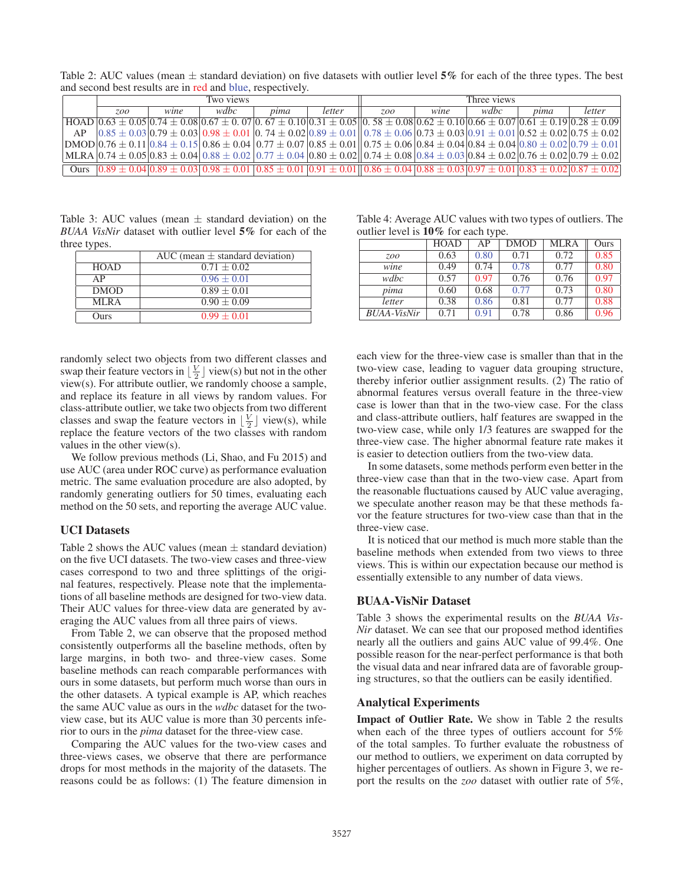Table 2: AUC values (mean $\pm$ standard deviation) on five datasets with outlier level **5%** for each of the three types. The best and second best results are in red and blue, respectively.

| | Two views | | | | | Three views | | | | |
|---|---|---|---|---|---|---|---|---|---|---|
| | *zoo* | *wine* | *wdbc* | *pima* | *letter* | *zoo* | *wine* | *wdbc* | *pima* | *letter* |
| HOAD | $0.63 \pm 0.05$ | $0.74 \pm 0.08$ | $0.67 \pm 0.07$ | $0.67 \pm 0.10$ | $0.31 \pm 0.05$ | $0.58 \pm 0.08$ | $0.62 \pm 0.10$ | $0.66 \pm 0.07$ | $0.61 \pm 0.19$ | $0.28 \pm 0.09$ |
| AP | $0.85 \pm 0.03$ | $0.79 \pm 0.03$ | $0.98 \pm 0.01$ | $0.74 \pm 0.02$ | $0.89 \pm 0.01$ | $0.78 \pm 0.06$ | $0.73 \pm 0.03$ | $0.91 \pm 0.01$ | $0.52 \pm 0.02$ | $0.75 \pm 0.02$ |
| DMOD | $0.76 \pm 0.11$ | $0.84 \pm 0.15$ | $0.86 \pm 0.04$ | $0.77 \pm 0.07$ | $0.85 \pm 0.01$ | $0.75 \pm 0.06$ | $0.84 \pm 0.04$ | $0.84 \pm 0.04$ | $0.80 \pm 0.02$ | $0.79 \pm 0.01$ |
| MLRA | $0.74 \pm 0.05$ | $0.83 \pm 0.04$ | $0.88 \pm 0.02$ | $0.77 \pm 0.04$ | $0.80 \pm 0.02$ | $0.74 \pm 0.08$ | $0.84 \pm 0.03$ | $0.84 \pm 0.02$ | $0.76 \pm 0.02$ | $0.79 \pm 0.02$ |
| Ours | $0.89 \pm 0.04$ | $0.89 \pm 0.03$ | $0.98 \pm 0.01$ | $0.85 \pm 0.01$ | $0.91 \pm 0.01$ | $0.86 \pm 0.04$ | $0.88 \pm 0.03$ | $0.97 \pm 0.01$ | $0.83 \pm 0.02$ | $0.87 \pm 0.02$ |

Table 3: AUC values (mean $\pm$ standard deviation) on the *BUAA VisNir* dataset with outlier level **5%** for each of the three types.

| | AUC (mean $\pm$ standard deviation) |
|---|---|
| HOAD | $0.71 \pm 0.02$ |
| AP | $0.96 \pm 0.01$ |
| DMOD | $0.89 \pm 0.01$ |
| MLRA | $0.90 \pm 0.09$ |
| Ours | $0.99 \pm 0.01$ |

Table 4: Average AUC values with two types of outliers. The outlier level is **10%** for each type.

| | HOAD | AP | DMOD | MLRA | Ours |
|---|---|---|---|---|---|
| *zoo* | 0.63 | 0.80 | 0.71 | 0.72 | 0.85 |
| *wine* | 0.49 | 0.74 | 0.78 | 0.77 | 0.80 |
| *wdbc* | 0.57 | 0.97 | 0.76 | 0.76 | 0.97 |
| *pima* | 0.60 | 0.68 | 0.77 | 0.73 | 0.80 |
| *letter* | 0.38 | 0.86 | 0.81 | 0.77 | 0.88 |
| *BUAA-VisNir* | 0.71 | 0.91 | 0.78 | 0.86 | 0.96 |

randomly select two objects from two different classes and swap their feature vectors in $\lfloor \frac{V}{2} \rfloor$ view(s) but not in the other view(s). For attribute outlier, we randomly choose a sample, and replace its feature in all views by random values. For class-attribute outlier, we take two objects from two different classes and swap the feature vectors in $\lfloor \frac{V}{2} \rfloor$ view(s), while replace the feature vectors of the two classes with random values in the other view(s).

We follow previous methods (Li, Shao, and Fu 2015) and use AUC (area under ROC curve) as performance evaluation metric. The same evaluation procedure are also adopted, by randomly generating outliers for 50 times, evaluating each method on the 50 sets, and reporting the average AUC value.

## UCI Datasets

Table 2 shows the AUC values (mean $\pm$ standard deviation) on the five UCI datasets. The two-view cases and three-view cases correspond to two and three splittings of the original features, respectively. Please note that the implementations of all baseline methods are designed for two-view data. Their AUC values for three-view data are generated by averaging the AUC values from all three pairs of views.

From Table 2, we can observe that the proposed method consistently outperforms all the baseline methods, often by large margins, in both two- and three-view cases. Some baseline methods can reach comparable performances with ours in some datasets, but perform much worse than ours in the other datasets. A typical example is AP, which reaches the same AUC value as ours in the *wdbc* dataset for the two-view case, but its AUC value is more than 30 percents inferior to ours in the *pima* dataset for the three-view case.

Comparing the AUC values for the two-view cases and three-views cases, we observe that there are performance drops for most methods in the majority of the datasets. The reasons could be as follows: (1) The feature dimension in each view for the three-view case is smaller than that in the two-view case, leading to vaguer data grouping structure, thereby inferior outlier assignment results. (2) The ratio of abnormal features versus overall feature in the three-view case is lower than that in the two-view case. For the class and class-attribute outliers, half features are swapped in the two-view case, while only 1/3 features are swapped for the three-view case. The higher abnormal feature rate makes it is easier to detection outliers from the two-view data.

In some datasets, some methods perform even better in the three-view case than that in the two-view case. Apart from the reasonable fluctuations caused by AUC value averaging, we speculate another reason may be that these methods favor the feature structures for two-view case than that in the three-view case.

It is noticed that our method is much more stable than the baseline methods when extended from two views to three views. This is within our expectation because our method is essentially extensible to any number of data views.

## BUAA-VisNir Dataset

Table 3 shows the experimental results on the *BUAA VisNir* dataset. We can see that our proposed method identifies nearly all the outliers and gains AUC value of 99.4%. One possible reason for the near-perfect performance is that both the visual data and near infrared data are of favorable grouping structures, so that the outliers can be easily identified.

## Analytical Experiments

**Impact of Outlier Rate.** We show in Table 2 the results when each of the three types of outliers account for 5% of the total samples. To further evaluate the robustness of our method to outliers, we experiment on data corrupted by higher percentages of outliers. As shown in Figure 3, we report the results on the *zoo* dataset with outlier rate of 5%,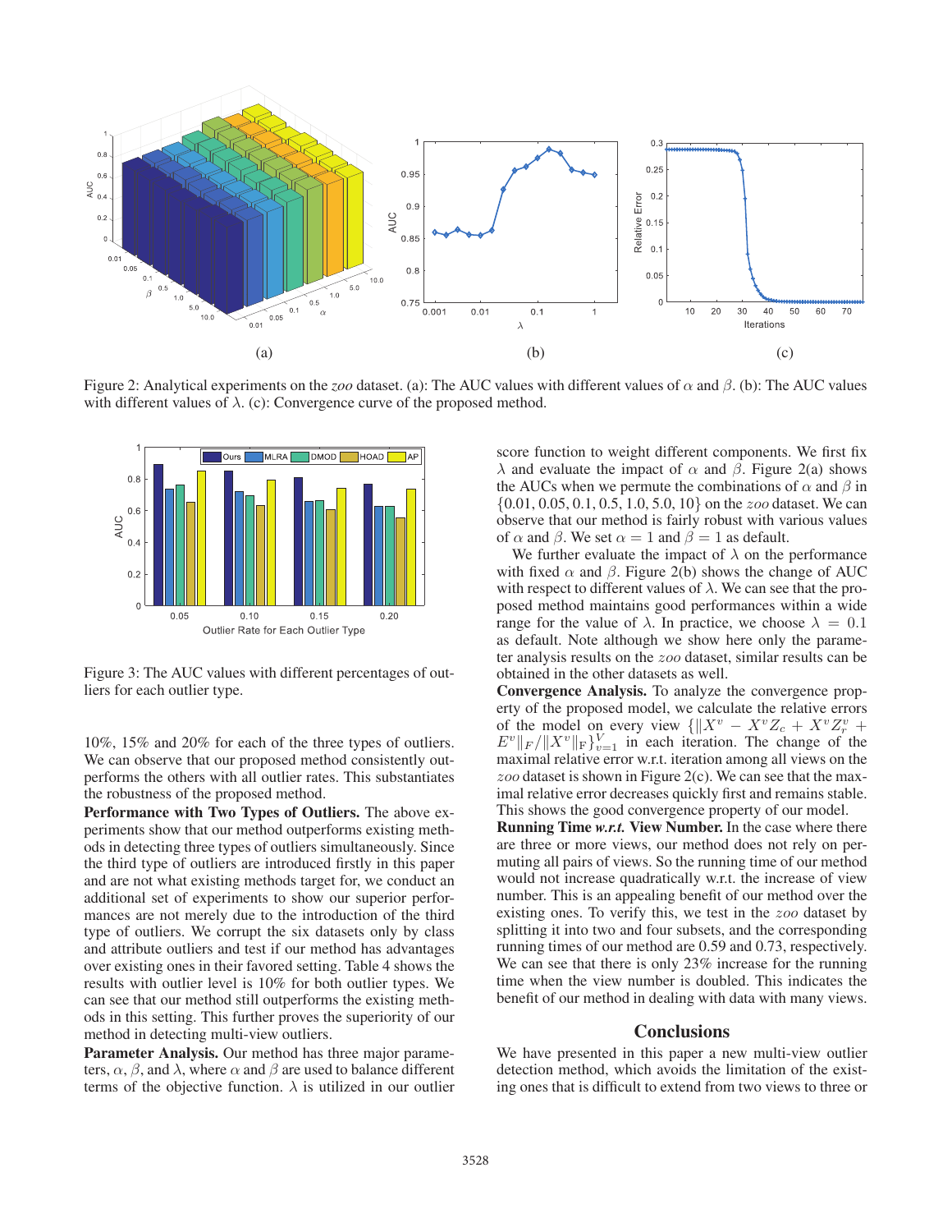Figure 2: Analytical experiments on the *zoo* dataset. (a): The AUC values with different values of $\alpha$ and $\beta$. (b): The AUC values with different values of $\lambda$. (c): Convergence curve of the proposed method.

Figure 3: The AUC values with different percentages of outliers for each outlier type.

10%, 15% and 20% for each of the three types of outliers. We can observe that our proposed method consistently outperforms the others with all outlier rates. This substantiates the robustness of the proposed method.

**Performance with Two Types of Outliers.** The above experiments show that our method outperforms existing methods in detecting three types of outliers simultaneously. Since the third type of outliers are introduced firstly in this paper and are not what existing methods target for, we conduct an additional set of experiments to show our superior performances are not merely due to the introduction of the third type of outliers. We corrupt the six datasets only by class and attribute outliers and test if our method has advantages over existing ones in their favored setting. Table 4 shows the results with outlier level is 10% for both outlier types. We can see that our method still outperforms the existing methods in this setting. This further proves the superiority of our method in detecting multi-view outliers.

**Parameter Analysis.** Our method has three major parameters, $\alpha$, $\beta$, and $\lambda$, where $\alpha$ and $\beta$ are used to balance different terms of the objective function. $\lambda$ is utilized in our outlier score function to weight different components. We first fix $\lambda$ and evaluate the impact of $\alpha$ and $\beta$. Figure 2(a) shows the AUCs when we permute the combinations of $\alpha$ and $\beta$ in $\{0.01, 0.05, 0.1, 0.5, 1.0, 5.0, 10\}$ on the *zoo* dataset. We can observe that our method is fairly robust with various values of $\alpha$ and $\beta$. We set $\alpha = 1$ and $\beta = 1$ as default.

We further evaluate the impact of $\lambda$ on the performance with fixed $\alpha$ and $\beta$. Figure 2(b) shows the change of AUC with respect to different values of $\lambda$. We can see that the proposed method maintains good performances within a wide range for the value of $\lambda$. In practice, we choose $\lambda = 0.1$ as default. Note although we show here only the parameter analysis results on the *zoo* dataset, similar results can be obtained in the other datasets as well.

**Convergence Analysis.** To analyze the convergence property of the proposed model, we calculate the relative errors of the model on every view $\{\|X^v - X^v Z_c + X^v Z_r^v + E^v\|_F / \|X^v\|_F\}_{v=1}^{V}$ in each iteration. The change of the maximal relative error w.r.t. iteration among all views on the *zoo* dataset is shown in Figure 2(c). We can see that the maximal relative error decreases quickly first and remains stable. This shows the good convergence property of our model.

**Running Time *w.r.t.* View Number.** In the case where there are three or more views, our method does not rely on permuting all pairs of views. So the running time of our method would not increase quadratically w.r.t. the increase of view number. This is an appealing benefit of our method over the existing ones. To verify this, we test in the *zoo* dataset by splitting it into two and four subsets, and the corresponding running times of our method are 0.59 and 0.73, respectively. We can see that there is only 23% increase for the running time when the view number is doubled. This indicates the benefit of our method in dealing with data with many views.

## Conclusions

We have presented in this paper a new multi-view outlier detection method, which avoids the limitation of the existing ones that is difficult to extend from two views to three or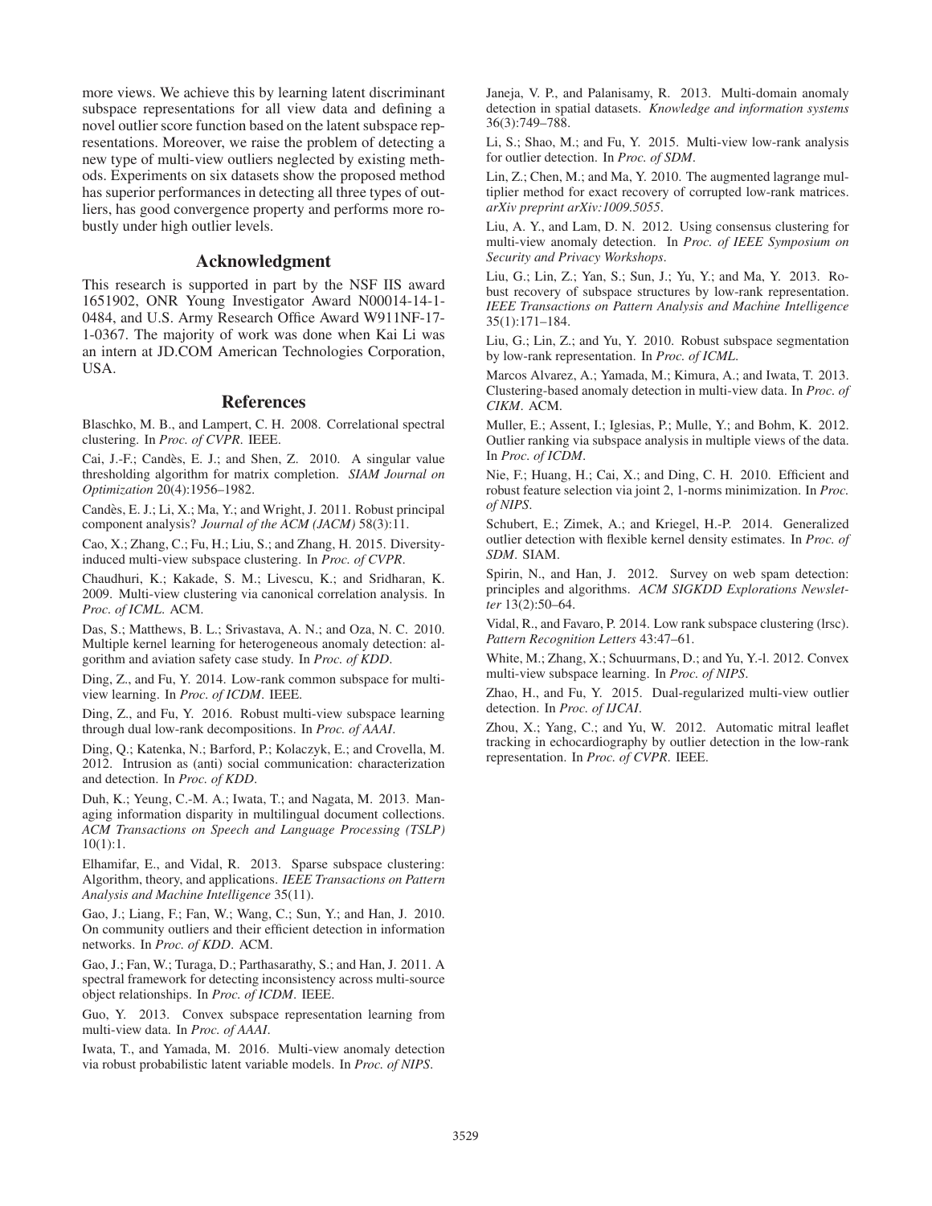more views. We achieve this by learning latent discriminant subspace representations for all view data and defining a novel outlier score function based on the latent subspace representations. Moreover, we raise the problem of detecting a new type of multi-view outliers neglected by existing methods. Experiments on six datasets show the proposed method has superior performances in detecting all three types of outliers, has good convergence property and performs more robustly under high outlier levels.

## Acknowledgment

This research is supported in part by the NSF IIS award 1651902, ONR Young Investigator Award N00014-14-1-0484, and U.S. Army Research Office Award W911NF-17-1-0367. The majority of work was done when Kai Li was an intern at JD.COM American Technologies Corporation, USA.

## References

Blaschko, M. B., and Lampert, C. H. 2008. Correlational spectral clustering. In *Proc. of CVPR*. IEEE.

Cai, J.-F.; Candès, E. J.; and Shen, Z. 2010. A singular value thresholding algorithm for matrix completion. *SIAM Journal on Optimization* 20(4):1956–1982.

Candès, E. J.; Li, X.; Ma, Y.; and Wright, J. 2011. Robust principal component analysis? *Journal of the ACM (JACM)* 58(3):11.

Cao, X.; Zhang, C.; Fu, H.; Liu, S.; and Zhang, H. 2015. Diversity-induced multi-view subspace clustering. In *Proc. of CVPR*.

Chaudhuri, K.; Kakade, S. M.; Livescu, K.; and Sridharan, K. 2009. Multi-view clustering via canonical correlation analysis. In *Proc. of ICML*. ACM.

Das, S.; Matthews, B. L.; Srivastava, A. N.; and Oza, N. C. 2010. Multiple kernel learning for heterogeneous anomaly detection: algorithm and aviation safety case study. In *Proc. of KDD*.

Ding, Z., and Fu, Y. 2014. Low-rank common subspace for multi-view learning. In *Proc. of ICDM*. IEEE.

Ding, Z., and Fu, Y. 2016. Robust multi-view subspace learning through dual low-rank decompositions. In *Proc. of AAAI*.

Ding, Q.; Katenka, N.; Barford, P.; Kolaczyk, E.; and Crovella, M. 2012. Intrusion as (anti) social communication: characterization and detection. In *Proc. of KDD*.

Duh, K.; Yeung, C.-M. A.; Iwata, T.; and Nagata, M. 2013. Managing information disparity in multilingual document collections. *ACM Transactions on Speech and Language Processing (TSLP)* 10(1):1.

Elhamifar, E., and Vidal, R. 2013. Sparse subspace clustering: Algorithm, theory, and applications. *IEEE Transactions on Pattern Analysis and Machine Intelligence* 35(11).

Gao, J.; Liang, F.; Fan, W.; Wang, C.; Sun, Y.; and Han, J. 2010. On community outliers and their efficient detection in information networks. In *Proc. of KDD*. ACM.

Gao, J.; Fan, W.; Turaga, D.; Parthasarathy, S.; and Han, J. 2011. A spectral framework for detecting inconsistency across multi-source object relationships. In *Proc. of ICDM*. IEEE.

Guo, Y. 2013. Convex subspace representation learning from multi-view data. In *Proc. of AAAI*.

Iwata, T., and Yamada, M. 2016. Multi-view anomaly detection via robust probabilistic latent variable models. In *Proc. of NIPS*.

Janeja, V. P., and Palanisamy, R. 2013. Multi-domain anomaly detection in spatial datasets. *Knowledge and information systems* 36(3):749–788.

Li, S.; Shao, M.; and Fu, Y. 2015. Multi-view low-rank analysis for outlier detection. In *Proc. of SDM*.

Lin, Z.; Chen, M.; and Ma, Y. 2010. The augmented lagrange multiplier method for exact recovery of corrupted low-rank matrices. *arXiv preprint arXiv:1009.5055*.

Liu, A. Y., and Lam, D. N. 2012. Using consensus clustering for multi-view anomaly detection. In *Proc. of IEEE Symposium on Security and Privacy Workshops*.

Liu, G.; Lin, Z.; Yan, S.; Sun, J.; Yu, Y.; and Ma, Y. 2013. Robust recovery of subspace structures by low-rank representation. *IEEE Transactions on Pattern Analysis and Machine Intelligence* 35(1):171–184.

Liu, G.; Lin, Z.; and Yu, Y. 2010. Robust subspace segmentation by low-rank representation. In *Proc. of ICML*.

Marcos Alvarez, A.; Yamada, M.; Kimura, A.; and Iwata, T. 2013. Clustering-based anomaly detection in multi-view data. In *Proc. of CIKM*. ACM.

Muller, E.; Assent, I.; Iglesias, P.; Mulle, Y.; and Bohm, K. 2012. Outlier ranking via subspace analysis in multiple views of the data. In *Proc. of ICDM*.

Nie, F.; Huang, H.; Cai, X.; and Ding, C. H. 2010. Efficient and robust feature selection via joint 2, 1-norms minimization. In *Proc. of NIPS*.

Schubert, E.; Zimek, A.; and Kriegel, H.-P. 2014. Generalized outlier detection with flexible kernel density estimates. In *Proc. of SDM*. SIAM.

Spirin, N., and Han, J. 2012. Survey on web spam detection: principles and algorithms. *ACM SIGKDD Explorations Newsletter* 13(2):50–64.

Vidal, R., and Favaro, P. 2014. Low rank subspace clustering (lrsc). *Pattern Recognition Letters* 43:47–61.

White, M.; Zhang, X.; Schuurmans, D.; and Yu, Y.-l. 2012. Convex multi-view subspace learning. In *Proc. of NIPS*.

Zhao, H., and Fu, Y. 2015. Dual-regularized multi-view outlier detection. In *Proc. of IJCAI*.

Zhou, X.; Yang, C.; and Yu, W. 2012. Automatic mitral leaflet tracking in echocardiography by outlier detection in the low-rank representation. In *Proc. of CVPR*. IEEE.